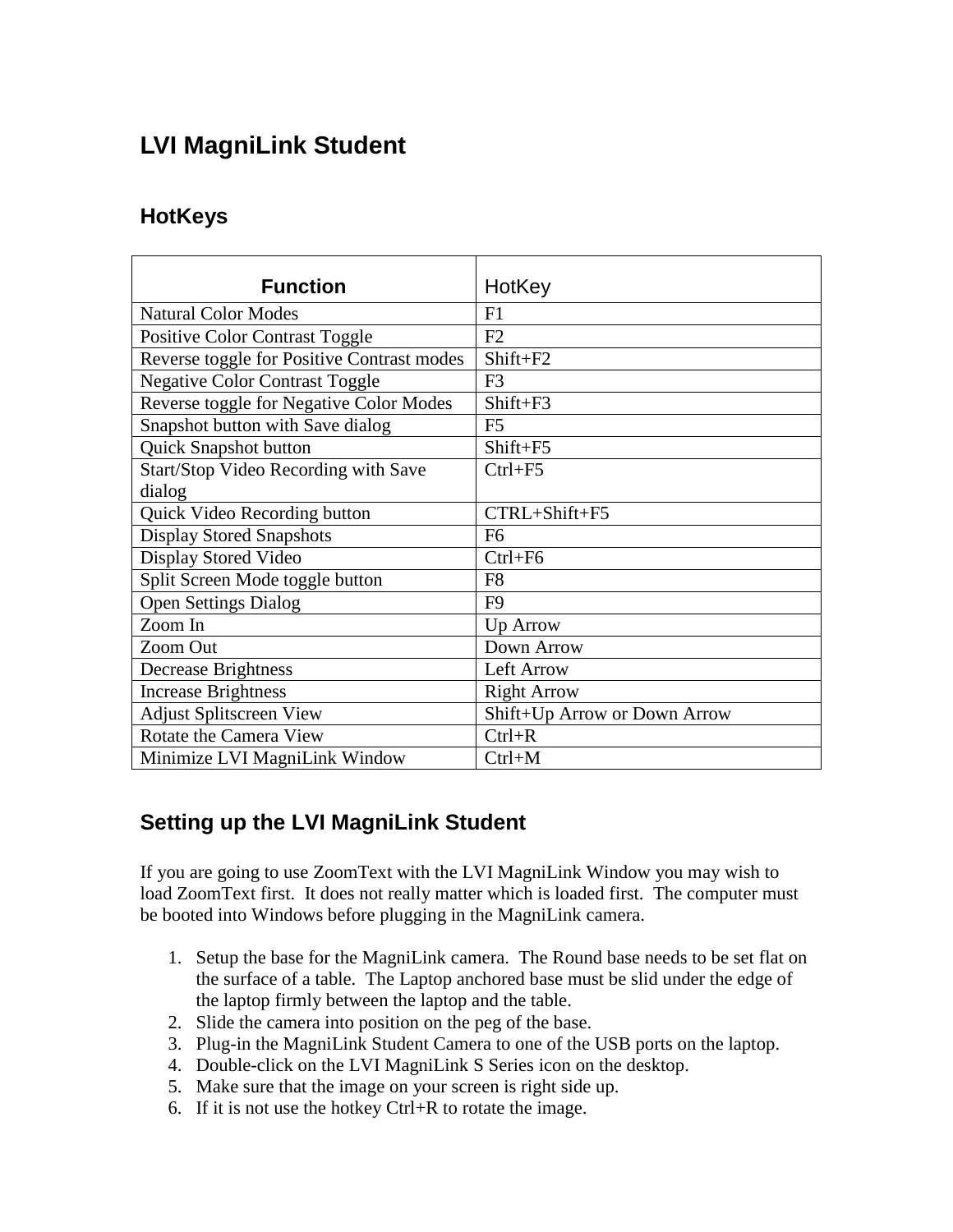# LVI MagniLink Student

## HotKeys

| Function | HotKey |
| --- | --- |
| Natural Color Modes | F1 |
| Positive Color Contrast Toggle | F2 |
| Reverse toggle for Positive Contrast modes | Shift+F2 |
| Negative Color Contrast Toggle | F3 |
| Reverse toggle for Negative Color Modes | Shift+F3 |
| Snapshot button with Save dialog | F5 |
| Quick Snapshot button | Shift+F5 |
| Start/Stop Video Recording with Save dialog | Ctrl+F5 |
| Quick Video Recording button | CTRL+Shift+F5 |
| Display Stored Snapshots | F6 |
| Display Stored Video | Ctrl+F6 |
| Split Screen Mode toggle button | F8 |
| Open Settings Dialog | F9 |
| Zoom In | Up Arrow |
| Zoom Out | Down Arrow |
| Decrease Brightness | Left Arrow |
| Increase Brightness | Right Arrow |
| Adjust Splitscreen View | Shift+Up Arrow or Down Arrow |
| Rotate the Camera View | Ctrl+R |
| Minimize LVI MagniLink Window | Ctrl+M |

## Setting up the LVI MagniLink Student

If you are going to use ZoomText with the LVI MagniLink Window you may wish to load ZoomText first. It does not really matter which is loaded first. The computer must be booted into Windows before plugging in the MagniLink camera.

1. Setup the base for the MagniLink camera. The Round base needs to be set flat on the surface of a table. The Laptop anchored base must be slid under the edge of the laptop firmly between the laptop and the table.
2. Slide the camera into position on the peg of the base.
3. Plug-in the MagniLink Student Camera to one of the USB ports on the laptop.
4. Double-click on the LVI MagniLink S Series icon on the desktop.
5. Make sure that the image on your screen is right side up.
6. If it is not use the hotkey Ctrl+R to rotate the image.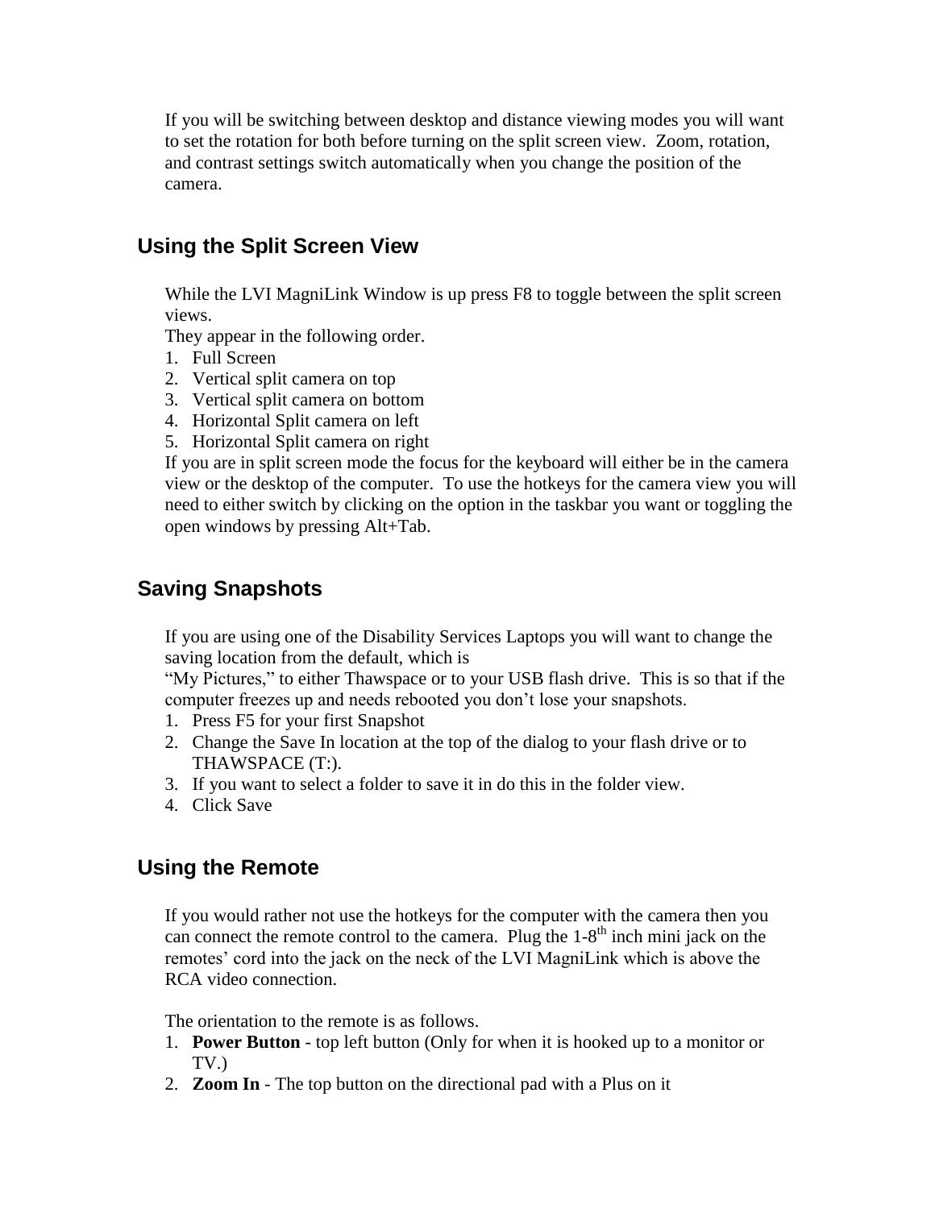If you will be switching between desktop and distance viewing modes you will want to set the rotation for both before turning on the split screen view.  Zoom, rotation, and contrast settings switch automatically when you change the position of the camera.

## Using the Split Screen View

While the LVI MagniLink Window is up press F8 to toggle between the split screen views.
They appear in the following order.

1. Full Screen
2. Vertical split camera on top
3. Vertical split camera on bottom
4. Horizontal Split camera on left
5. Horizontal Split camera on right

If you are in split screen mode the focus for the keyboard will either be in the camera view or the desktop of the computer.  To use the hotkeys for the camera view you will need to either switch by clicking on the option in the taskbar you want or toggling the open windows by pressing Alt+Tab.

## Saving Snapshots

If you are using one of the Disability Services Laptops you will want to change the saving location from the default, which is
"My Pictures," to either Thawspace or to your USB flash drive.  This is so that if the computer freezes up and needs rebooted you don't lose your snapshots.

1. Press F5 for your first Snapshot
2. Change the Save In location at the top of the dialog to your flash drive or to THAWSPACE (T:).
3. If you want to select a folder to save it in do this in the folder view.
4. Click Save

## Using the Remote

If you would rather not use the hotkeys for the computer with the camera then you can connect the remote control to the camera.  Plug the 1-8th inch mini jack on the remotes' cord into the jack on the neck of the LVI MagniLink which is above the RCA video connection.

The orientation to the remote is as follows.

1. **Power Button** - top left button (Only for when it is hooked up to a monitor or TV.)
2. **Zoom In** - The top button on the directional pad with a Plus on it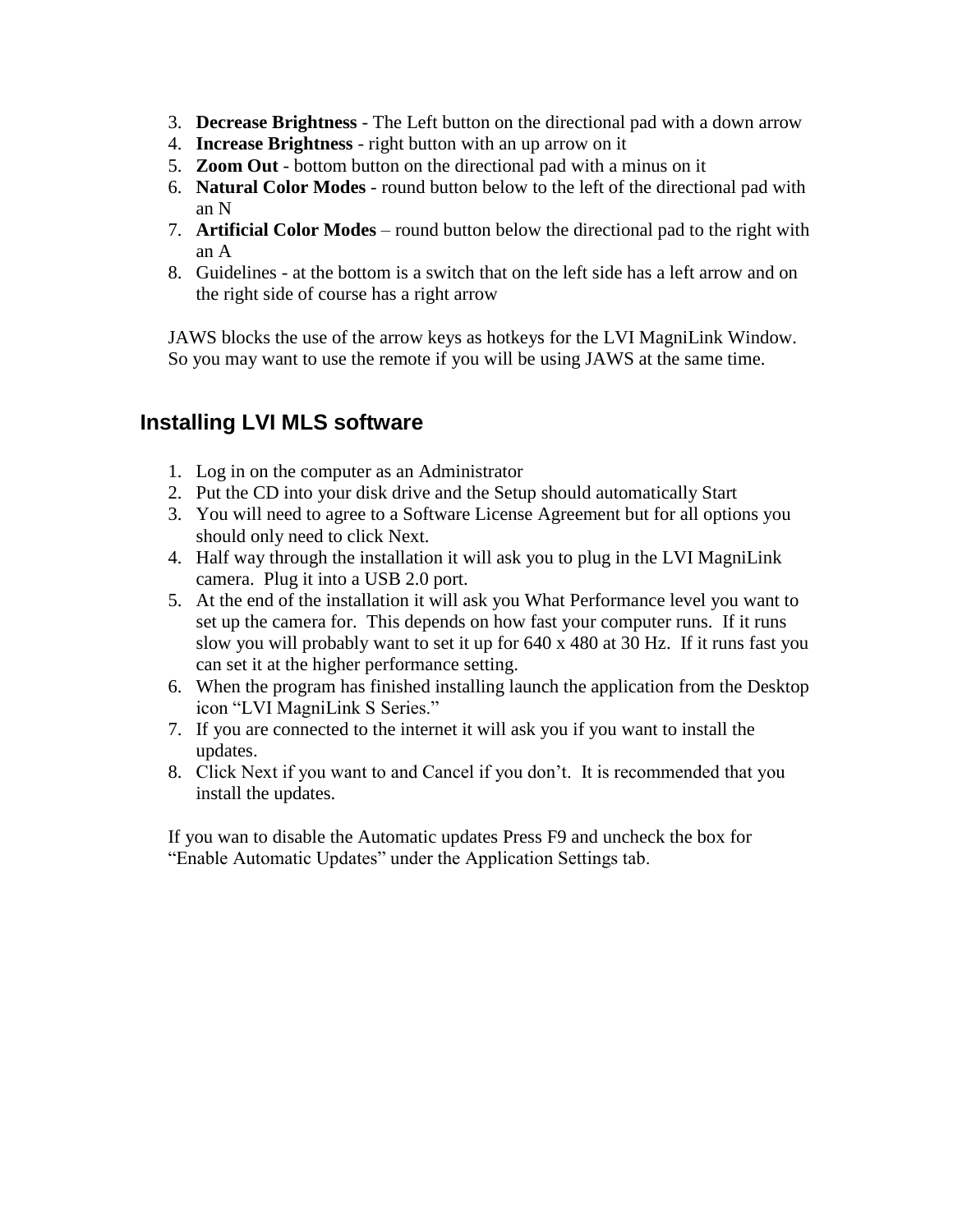3. **Decrease Brightness** - The Left button on the directional pad with a down arrow
4. **Increase Brightness** - right button with an up arrow on it
5. **Zoom Out** - bottom button on the directional pad with a minus on it
6. **Natural Color Modes** - round button below to the left of the directional pad with an N
7. **Artificial Color Modes** – round button below the directional pad to the right with an A
8. Guidelines - at the bottom is a switch that on the left side has a left arrow and on the right side of course has a right arrow

JAWS blocks the use of the arrow keys as hotkeys for the LVI MagniLink Window. So you may want to use the remote if you will be using JAWS at the same time.

## Installing LVI MLS software

1. Log in on the computer as an Administrator
2. Put the CD into your disk drive and the Setup should automatically Start
3. You will need to agree to a Software License Agreement but for all options you should only need to click Next.
4. Half way through the installation it will ask you to plug in the LVI MagniLink camera. Plug it into a USB 2.0 port.
5. At the end of the installation it will ask you What Performance level you want to set up the camera for. This depends on how fast your computer runs. If it runs slow you will probably want to set it up for 640 x 480 at 30 Hz. If it runs fast you can set it at the higher performance setting.
6. When the program has finished installing launch the application from the Desktop icon "LVI MagniLink S Series."
7. If you are connected to the internet it will ask you if you want to install the updates.
8. Click Next if you want to and Cancel if you don't. It is recommended that you install the updates.

If you wan to disable the Automatic updates Press F9 and uncheck the box for "Enable Automatic Updates" under the Application Settings tab.